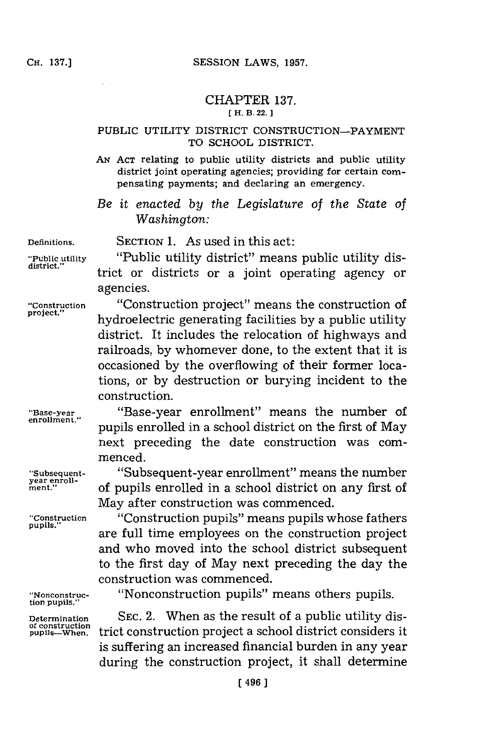# CHAPTER 137.

[ H. B. 22. ]

## PUBLIC UTILITY DISTRICT CONSTRUCTION—PAYMENT TO SCHOOL DISTRICT.

AN ACT relating to public utility districts and public utility district joint operating agencies; providing for certain compensating payments; and declaring an emergency.

*Be it enacted by the Legislature of the State of Washington:*

Definitions.

SECTION 1. As used in this act:

"Public utility district."

"Public utility district" means public utility district or districts or a joint operating agency or agencies.

"Construction project."

"Construction project" means the construction of hydroelectric generating facilities by a public utility district. It includes the relocation of highways and railroads, by whomever done, to the extent that it is occasioned by the overflowing of their former locations, or by destruction or burying incident to the construction.

"Base-year enrollment."

"Base-year enrollment" means the number of pupils enrolled in a school district on the first of May next preceding the date construction was commenced.

"Subsequent-year enrollment."

"Subsequent-year enrollment" means the number of pupils enrolled in a school district on any first of May after construction was commenced.

"Construction pupils."

"Construction pupils" means pupils whose fathers are full time employees on the construction project and who moved into the school district subsequent to the first day of May next preceding the day the construction was commenced.

"Nonconstruction pupils."

"Nonconstruction pupils" means others pupils.

Determination of construction pupils—When.

SEC. 2. When as the result of a public utility district construction project a school district considers it is suffering an increased financial burden in any year during the construction project, it shall determine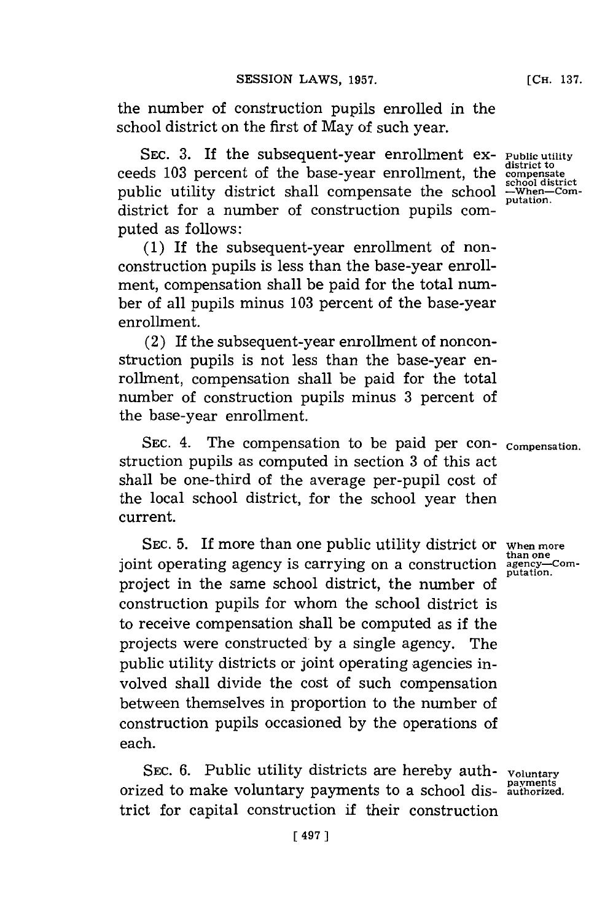the number of construction pupils enrolled in the school district on the first of May of such year.

SEC. 3. If the subsequent-year enrollment exceeds 103 percent of the base-year enrollment, the public utility district shall compensate the school district for a number of construction pupils computed as follows:

Public utility district to compensate school district —When—Computation.

(1) If the subsequent-year enrollment of nonconstruction pupils is less than the base-year enrollment, compensation shall be paid for the total number of all pupils minus 103 percent of the base-year enrollment.

(2) If the subsequent-year enrollment of nonconstruction pupils is not less than the base-year enrollment, compensation shall be paid for the total number of construction pupils minus 3 percent of the base-year enrollment.

SEC. 4. The compensation to be paid per construction pupils as computed in section 3 of this act shall be one-third of the average per-pupil cost of the local school district, for the school year then current.

Compensation.

SEC. 5. If more than one public utility district or joint operating agency is carrying on a construction project in the same school district, the number of construction pupils for whom the school district is to receive compensation shall be computed as if the projects were constructed by a single agency. The public utility districts or joint operating agencies involved shall divide the cost of such compensation between themselves in proportion to the number of construction pupils occasioned by the operations of each.

When more than one agency—Computation.

SEC. 6. Public utility districts are hereby authorized to make voluntary payments to a school district for capital construction if their construction

Voluntary payments authorized.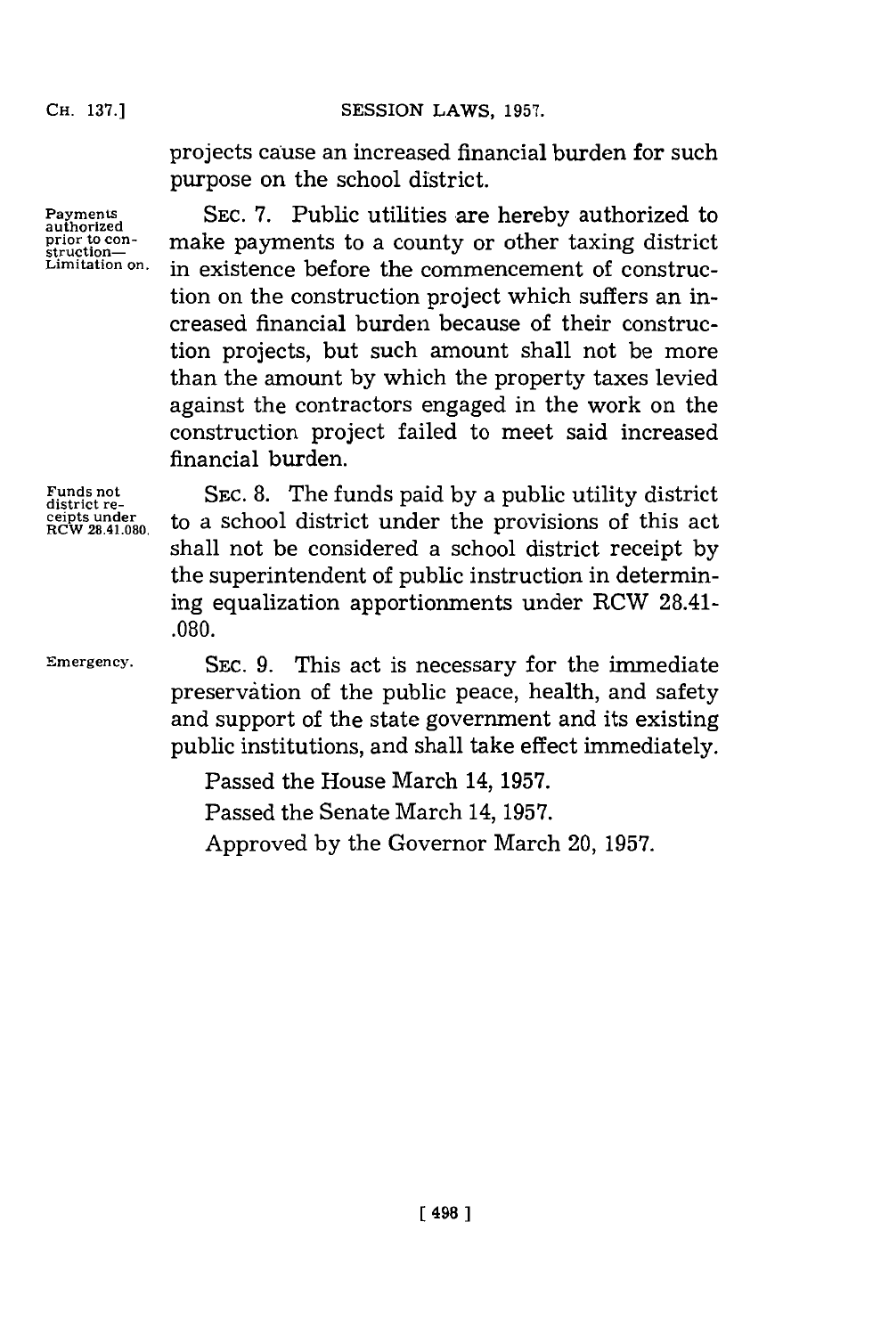projects cause an increased financial burden for such purpose on the school district.

Payments authorized prior to construction—Limitation on.

SEC. 7. Public utilities are hereby authorized to make payments to a county or other taxing district in existence before the commencement of construction on the construction project which suffers an increased financial burden because of their construction projects, but such amount shall not be more than the amount by which the property taxes levied against the contractors engaged in the work on the construction project failed to meet said increased financial burden.

Funds not district receipts under RCW 28.41.080.

SEC. 8. The funds paid by a public utility district to a school district under the provisions of this act shall not be considered a school district receipt by the superintendent of public instruction in determining equalization apportionments under RCW 28.41-.080.

Emergency.

SEC. 9. This act is necessary for the immediate preservation of the public peace, health, and safety and support of the state government and its existing public institutions, and shall take effect immediately.

Passed the House March 14, 1957.

Passed the Senate March 14, 1957.

Approved by the Governor March 20, 1957.